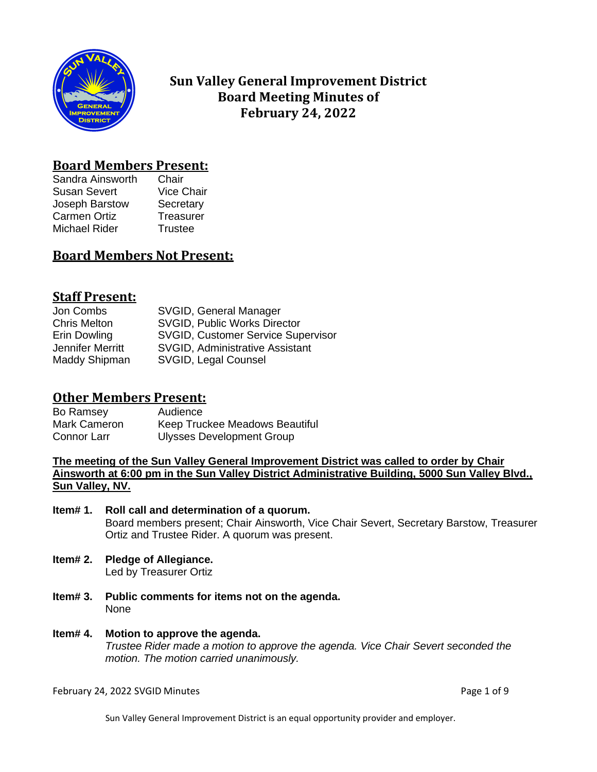# Sun Valley General Improvement District
# Board Meeting Minutes of
# February 24, 2022

## Board Members Present:

| | |
|---|---|
| Sandra Ainsworth | Chair |
| Susan Severt | Vice Chair |
| Joseph Barstow | Secretary |
| Carmen Ortiz | Treasurer |
| Michael Rider | Trustee |

## Board Members Not Present:

## Staff Present:

| | |
|---|---|
| Jon Combs | SVGID, General Manager |
| Chris Melton | SVGID, Public Works Director |
| Erin Dowling | SVGID, Customer Service Supervisor |
| Jennifer Merritt | SVGID, Administrative Assistant |
| Maddy Shipman | SVGID, Legal Counsel |

## Other Members Present:

| | |
|---|---|
| Bo Ramsey | Audience |
| Mark Cameron | Keep Truckee Meadows Beautiful |
| Connor Larr | Ulysses Development Group |

**The meeting of the Sun Valley General Improvement District was called to order by Chair Ainsworth at 6:00 pm in the Sun Valley District Administrative Building, 5000 Sun Valley Blvd., Sun Valley, NV.**

**Item# 1. Roll call and determination of a quorum.**
Board members present; Chair Ainsworth, Vice Chair Severt, Secretary Barstow, Treasurer Ortiz and Trustee Rider. A quorum was present.

**Item# 2. Pledge of Allegiance.**
Led by Treasurer Ortiz

**Item# 3. Public comments for items not on the agenda.**
None

**Item# 4. Motion to approve the agenda.**
*Trustee Rider made a motion to approve the agenda. Vice Chair Severt seconded the motion. The motion carried unanimously.*

Sun Valley General Improvement District is an equal opportunity provider and employer.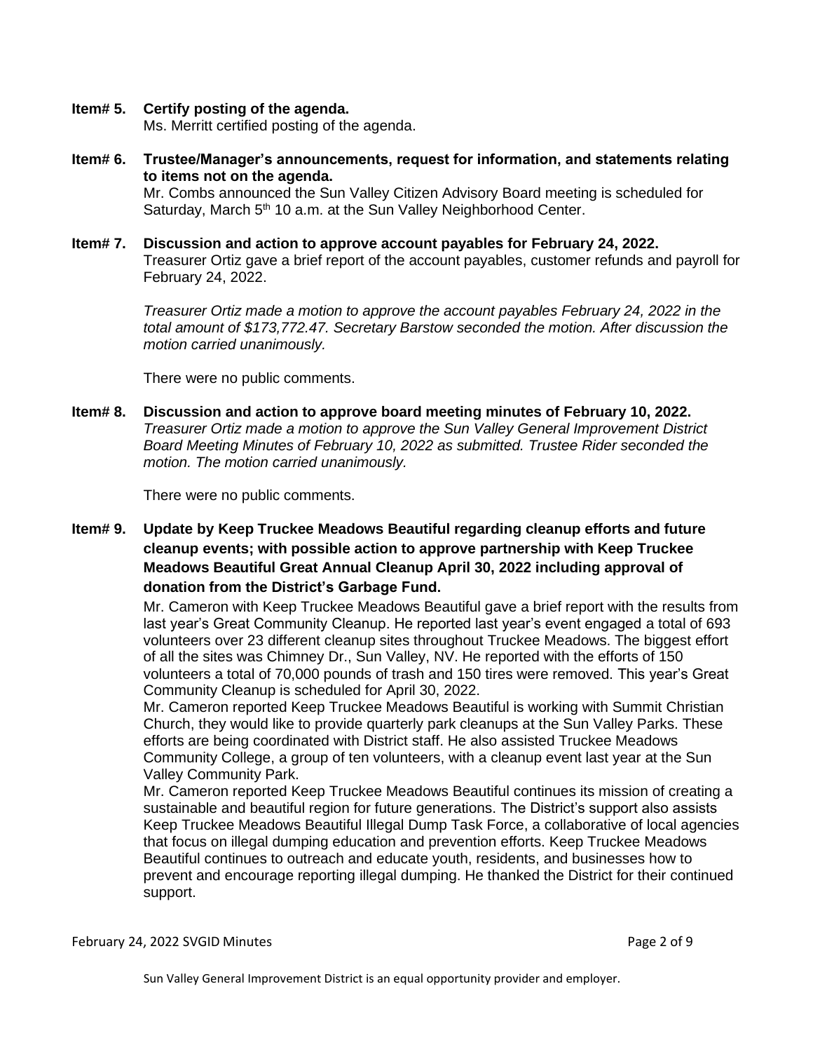**Item# 5. Certify posting of the agenda.**
Ms. Merritt certified posting of the agenda.

**Item# 6. Trustee/Manager's announcements, request for information, and statements relating to items not on the agenda.**
Mr. Combs announced the Sun Valley Citizen Advisory Board meeting is scheduled for Saturday, March 5th 10 a.m. at the Sun Valley Neighborhood Center.

**Item# 7. Discussion and action to approve account payables for February 24, 2022.**
Treasurer Ortiz gave a brief report of the account payables, customer refunds and payroll for February 24, 2022.

*Treasurer Ortiz made a motion to approve the account payables February 24, 2022 in the total amount of $173,772.47. Secretary Barstow seconded the motion. After discussion the motion carried unanimously.*

There were no public comments.

**Item# 8. Discussion and action to approve board meeting minutes of February 10, 2022.**
*Treasurer Ortiz made a motion to approve the Sun Valley General Improvement District Board Meeting Minutes of February 10, 2022 as submitted. Trustee Rider seconded the motion. The motion carried unanimously.*

There were no public comments.

**Item# 9. Update by Keep Truckee Meadows Beautiful regarding cleanup efforts and future cleanup events; with possible action to approve partnership with Keep Truckee Meadows Beautiful Great Annual Cleanup April 30, 2022 including approval of donation from the District's Garbage Fund.**
Mr. Cameron with Keep Truckee Meadows Beautiful gave a brief report with the results from last year's Great Community Cleanup. He reported last year's event engaged a total of 693 volunteers over 23 different cleanup sites throughout Truckee Meadows. The biggest effort of all the sites was Chimney Dr., Sun Valley, NV. He reported with the efforts of 150 volunteers a total of 70,000 pounds of trash and 150 tires were removed. This year's Great Community Cleanup is scheduled for April 30, 2022.
Mr. Cameron reported Keep Truckee Meadows Beautiful is working with Summit Christian Church, they would like to provide quarterly park cleanups at the Sun Valley Parks. These efforts are being coordinated with District staff. He also assisted Truckee Meadows Community College, a group of ten volunteers, with a cleanup event last year at the Sun Valley Community Park.
Mr. Cameron reported Keep Truckee Meadows Beautiful continues its mission of creating a sustainable and beautiful region for future generations. The District's support also assists Keep Truckee Meadows Beautiful Illegal Dump Task Force, a collaborative of local agencies that focus on illegal dumping education and prevention efforts. Keep Truckee Meadows Beautiful continues to outreach and educate youth, residents, and businesses how to prevent and encourage reporting illegal dumping. He thanked the District for their continued support.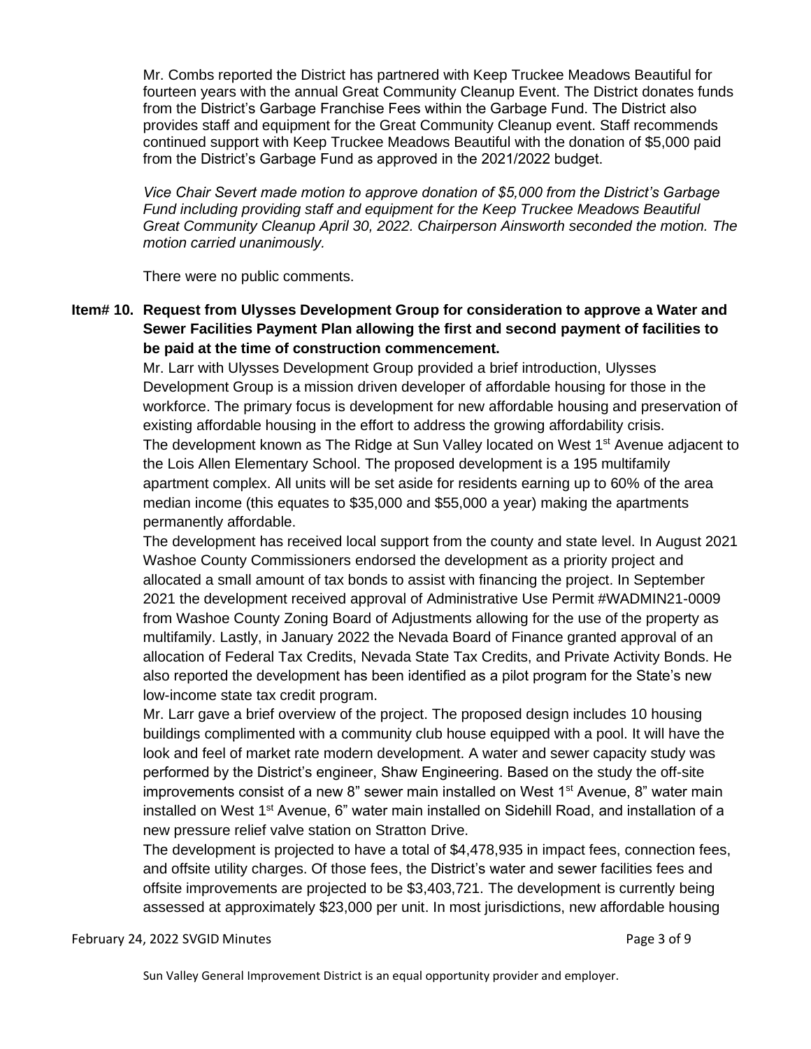Mr. Combs reported the District has partnered with Keep Truckee Meadows Beautiful for fourteen years with the annual Great Community Cleanup Event. The District donates funds from the District's Garbage Franchise Fees within the Garbage Fund. The District also provides staff and equipment for the Great Community Cleanup event. Staff recommends continued support with Keep Truckee Meadows Beautiful with the donation of $5,000 paid from the District's Garbage Fund as approved in the 2021/2022 budget.

*Vice Chair Severt made motion to approve donation of $5,000 from the District's Garbage Fund including providing staff and equipment for the Keep Truckee Meadows Beautiful Great Community Cleanup April 30, 2022. Chairperson Ainsworth seconded the motion. The motion carried unanimously.*

There were no public comments.

**Item# 10. Request from Ulysses Development Group for consideration to approve a Water and Sewer Facilities Payment Plan allowing the first and second payment of facilities to be paid at the time of construction commencement.**

Mr. Larr with Ulysses Development Group provided a brief introduction, Ulysses Development Group is a mission driven developer of affordable housing for those in the workforce. The primary focus is development for new affordable housing and preservation of existing affordable housing in the effort to address the growing affordability crisis.

The development known as The Ridge at Sun Valley located on West 1st Avenue adjacent to the Lois Allen Elementary School. The proposed development is a 195 multifamily apartment complex. All units will be set aside for residents earning up to 60% of the area median income (this equates to $35,000 and $55,000 a year) making the apartments permanently affordable.

The development has received local support from the county and state level. In August 2021 Washoe County Commissioners endorsed the development as a priority project and allocated a small amount of tax bonds to assist with financing the project. In September 2021 the development received approval of Administrative Use Permit #WADMIN21-0009 from Washoe County Zoning Board of Adjustments allowing for the use of the property as multifamily. Lastly, in January 2022 the Nevada Board of Finance granted approval of an allocation of Federal Tax Credits, Nevada State Tax Credits, and Private Activity Bonds. He also reported the development has been identified as a pilot program for the State's new low-income state tax credit program.

Mr. Larr gave a brief overview of the project. The proposed design includes 10 housing buildings complimented with a community club house equipped with a pool. It will have the look and feel of market rate modern development. A water and sewer capacity study was performed by the District's engineer, Shaw Engineering. Based on the study the off-site improvements consist of a new 8" sewer main installed on West 1st Avenue, 8" water main installed on West 1st Avenue, 6" water main installed on Sidehill Road, and installation of a new pressure relief valve station on Stratton Drive.

The development is projected to have a total of $4,478,935 in impact fees, connection fees, and offsite utility charges. Of those fees, the District's water and sewer facilities fees and offsite improvements are projected to be $3,403,721. The development is currently being assessed at approximately $23,000 per unit. In most jurisdictions, new affordable housing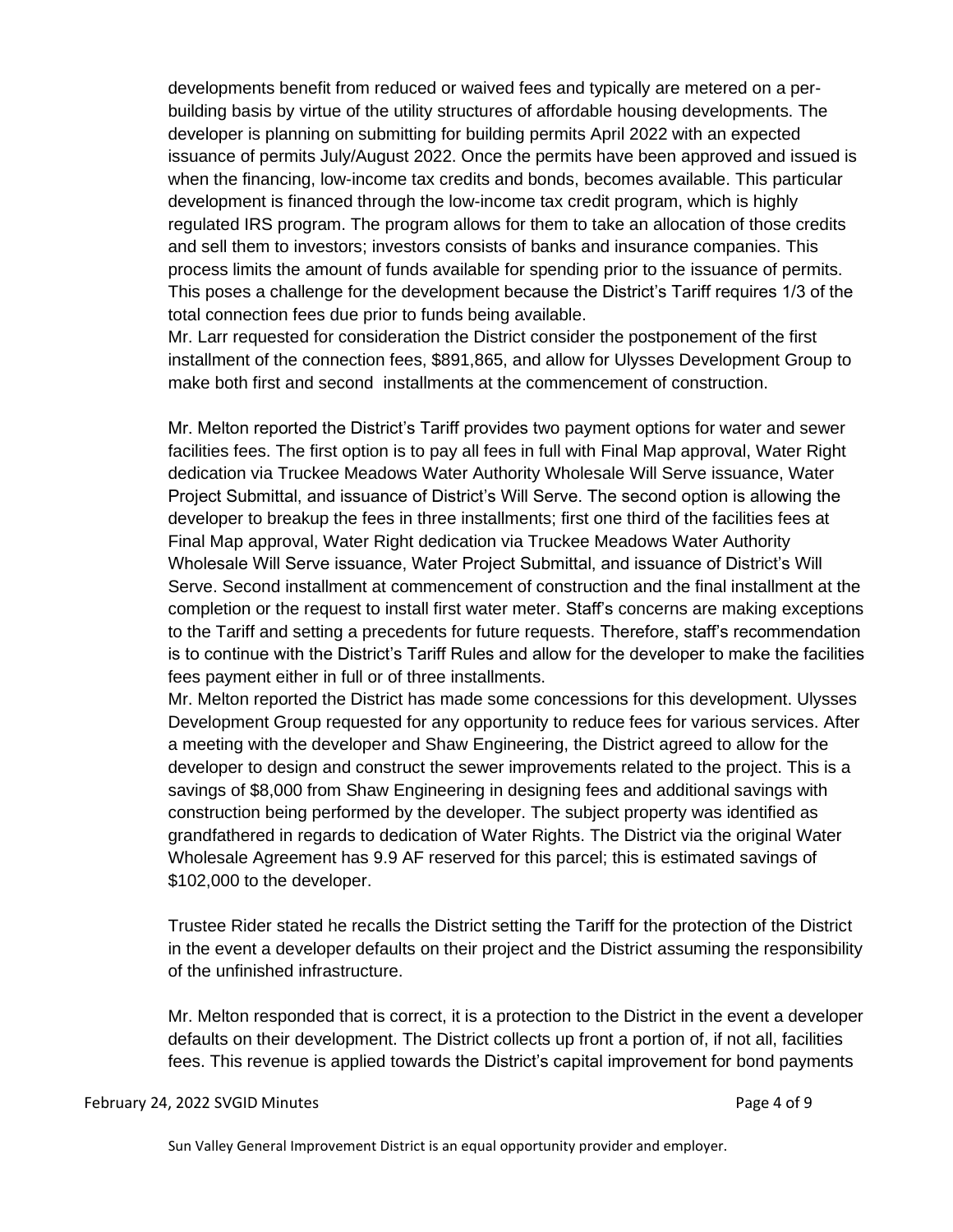developments benefit from reduced or waived fees and typically are metered on a per-building basis by virtue of the utility structures of affordable housing developments. The developer is planning on submitting for building permits April 2022 with an expected issuance of permits July/August 2022. Once the permits have been approved and issued is when the financing, low-income tax credits and bonds, becomes available. This particular development is financed through the low-income tax credit program, which is highly regulated IRS program. The program allows for them to take an allocation of those credits and sell them to investors; investors consists of banks and insurance companies. This process limits the amount of funds available for spending prior to the issuance of permits. This poses a challenge for the development because the District's Tariff requires 1/3 of the total connection fees due prior to funds being available.

Mr. Larr requested for consideration the District consider the postponement of the first installment of the connection fees, $891,865, and allow for Ulysses Development Group to make both first and second installments at the commencement of construction.

Mr. Melton reported the District's Tariff provides two payment options for water and sewer facilities fees. The first option is to pay all fees in full with Final Map approval, Water Right dedication via Truckee Meadows Water Authority Wholesale Will Serve issuance, Water Project Submittal, and issuance of District's Will Serve. The second option is allowing the developer to breakup the fees in three installments; first one third of the facilities fees at Final Map approval, Water Right dedication via Truckee Meadows Water Authority Wholesale Will Serve issuance, Water Project Submittal, and issuance of District's Will Serve. Second installment at commencement of construction and the final installment at the completion or the request to install first water meter. Staff's concerns are making exceptions to the Tariff and setting a precedents for future requests. Therefore, staff's recommendation is to continue with the District's Tariff Rules and allow for the developer to make the facilities fees payment either in full or of three installments.

Mr. Melton reported the District has made some concessions for this development. Ulysses Development Group requested for any opportunity to reduce fees for various services. After a meeting with the developer and Shaw Engineering, the District agreed to allow for the developer to design and construct the sewer improvements related to the project. This is a savings of $8,000 from Shaw Engineering in designing fees and additional savings with construction being performed by the developer. The subject property was identified as grandfathered in regards to dedication of Water Rights. The District via the original Water Wholesale Agreement has 9.9 AF reserved for this parcel; this is estimated savings of $102,000 to the developer.

Trustee Rider stated he recalls the District setting the Tariff for the protection of the District in the event a developer defaults on their project and the District assuming the responsibility of the unfinished infrastructure.

Mr. Melton responded that is correct, it is a protection to the District in the event a developer defaults on their development. The District collects up front a portion of, if not all, facilities fees. This revenue is applied towards the District's capital improvement for bond payments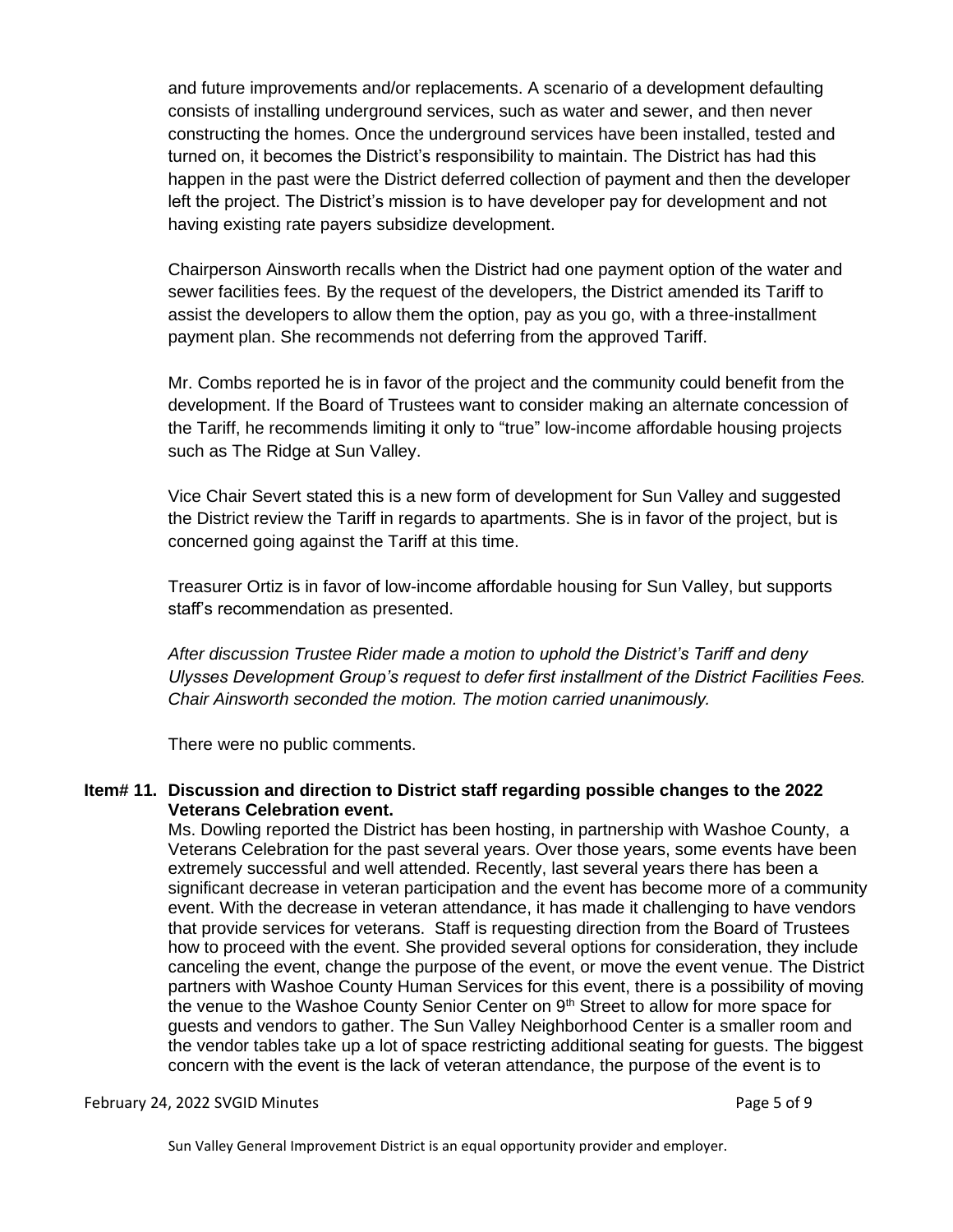and future improvements and/or replacements. A scenario of a development defaulting consists of installing underground services, such as water and sewer, and then never constructing the homes. Once the underground services have been installed, tested and turned on, it becomes the District's responsibility to maintain. The District has had this happen in the past were the District deferred collection of payment and then the developer left the project. The District's mission is to have developer pay for development and not having existing rate payers subsidize development.

Chairperson Ainsworth recalls when the District had one payment option of the water and sewer facilities fees. By the request of the developers, the District amended its Tariff to assist the developers to allow them the option, pay as you go, with a three-installment payment plan. She recommends not deferring from the approved Tariff.

Mr. Combs reported he is in favor of the project and the community could benefit from the development. If the Board of Trustees want to consider making an alternate concession of the Tariff, he recommends limiting it only to "true" low-income affordable housing projects such as The Ridge at Sun Valley.

Vice Chair Severt stated this is a new form of development for Sun Valley and suggested the District review the Tariff in regards to apartments. She is in favor of the project, but is concerned going against the Tariff at this time.

Treasurer Ortiz is in favor of low-income affordable housing for Sun Valley, but supports staff's recommendation as presented.

*After discussion Trustee Rider made a motion to uphold the District's Tariff and deny Ulysses Development Group's request to defer first installment of the District Facilities Fees. Chair Ainsworth seconded the motion. The motion carried unanimously.*

There were no public comments.

**Item# 11. Discussion and direction to District staff regarding possible changes to the 2022 Veterans Celebration event.**

Ms. Dowling reported the District has been hosting, in partnership with Washoe County, a Veterans Celebration for the past several years. Over those years, some events have been extremely successful and well attended. Recently, last several years there has been a significant decrease in veteran participation and the event has become more of a community event. With the decrease in veteran attendance, it has made it challenging to have vendors that provide services for veterans. Staff is requesting direction from the Board of Trustees how to proceed with the event. She provided several options for consideration, they include canceling the event, change the purpose of the event, or move the event venue. The District partners with Washoe County Human Services for this event, there is a possibility of moving the venue to the Washoe County Senior Center on 9th Street to allow for more space for guests and vendors to gather. The Sun Valley Neighborhood Center is a smaller room and the vendor tables take up a lot of space restricting additional seating for guests. The biggest concern with the event is the lack of veteran attendance, the purpose of the event is to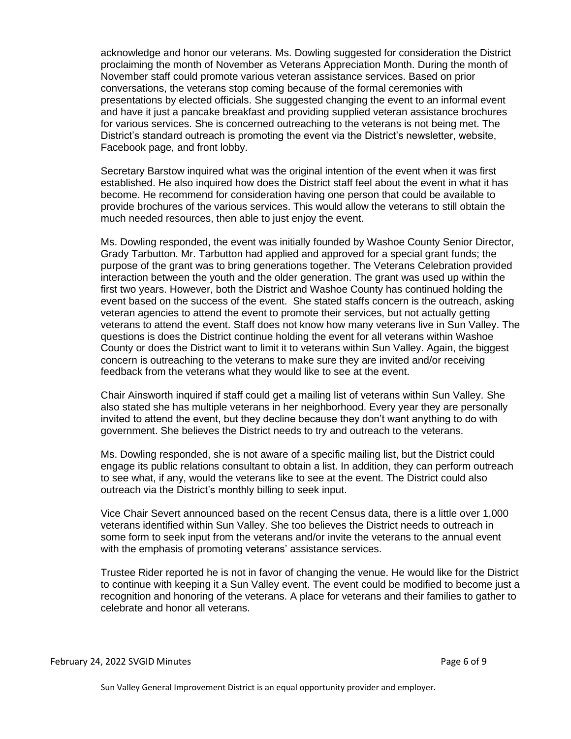acknowledge and honor our veterans. Ms. Dowling suggested for consideration the District proclaiming the month of November as Veterans Appreciation Month. During the month of November staff could promote various veteran assistance services. Based on prior conversations, the veterans stop coming because of the formal ceremonies with presentations by elected officials. She suggested changing the event to an informal event and have it just a pancake breakfast and providing supplied veteran assistance brochures for various services. She is concerned outreaching to the veterans is not being met. The District's standard outreach is promoting the event via the District's newsletter, website, Facebook page, and front lobby.

Secretary Barstow inquired what was the original intention of the event when it was first established. He also inquired how does the District staff feel about the event in what it has become. He recommend for consideration having one person that could be available to provide brochures of the various services. This would allow the veterans to still obtain the much needed resources, then able to just enjoy the event.

Ms. Dowling responded, the event was initially founded by Washoe County Senior Director, Grady Tarbutton. Mr. Tarbutton had applied and approved for a special grant funds; the purpose of the grant was to bring generations together. The Veterans Celebration provided interaction between the youth and the older generation. The grant was used up within the first two years. However, both the District and Washoe County has continued holding the event based on the success of the event. She stated staffs concern is the outreach, asking veteran agencies to attend the event to promote their services, but not actually getting veterans to attend the event. Staff does not know how many veterans live in Sun Valley. The questions is does the District continue holding the event for all veterans within Washoe County or does the District want to limit it to veterans within Sun Valley. Again, the biggest concern is outreaching to the veterans to make sure they are invited and/or receiving feedback from the veterans what they would like to see at the event.

Chair Ainsworth inquired if staff could get a mailing list of veterans within Sun Valley. She also stated she has multiple veterans in her neighborhood. Every year they are personally invited to attend the event, but they decline because they don't want anything to do with government. She believes the District needs to try and outreach to the veterans.

Ms. Dowling responded, she is not aware of a specific mailing list, but the District could engage its public relations consultant to obtain a list. In addition, they can perform outreach to see what, if any, would the veterans like to see at the event. The District could also outreach via the District's monthly billing to seek input.

Vice Chair Severt announced based on the recent Census data, there is a little over 1,000 veterans identified within Sun Valley. She too believes the District needs to outreach in some form to seek input from the veterans and/or invite the veterans to the annual event with the emphasis of promoting veterans' assistance services.

Trustee Rider reported he is not in favor of changing the venue. He would like for the District to continue with keeping it a Sun Valley event. The event could be modified to become just a recognition and honoring of the veterans. A place for veterans and their families to gather to celebrate and honor all veterans.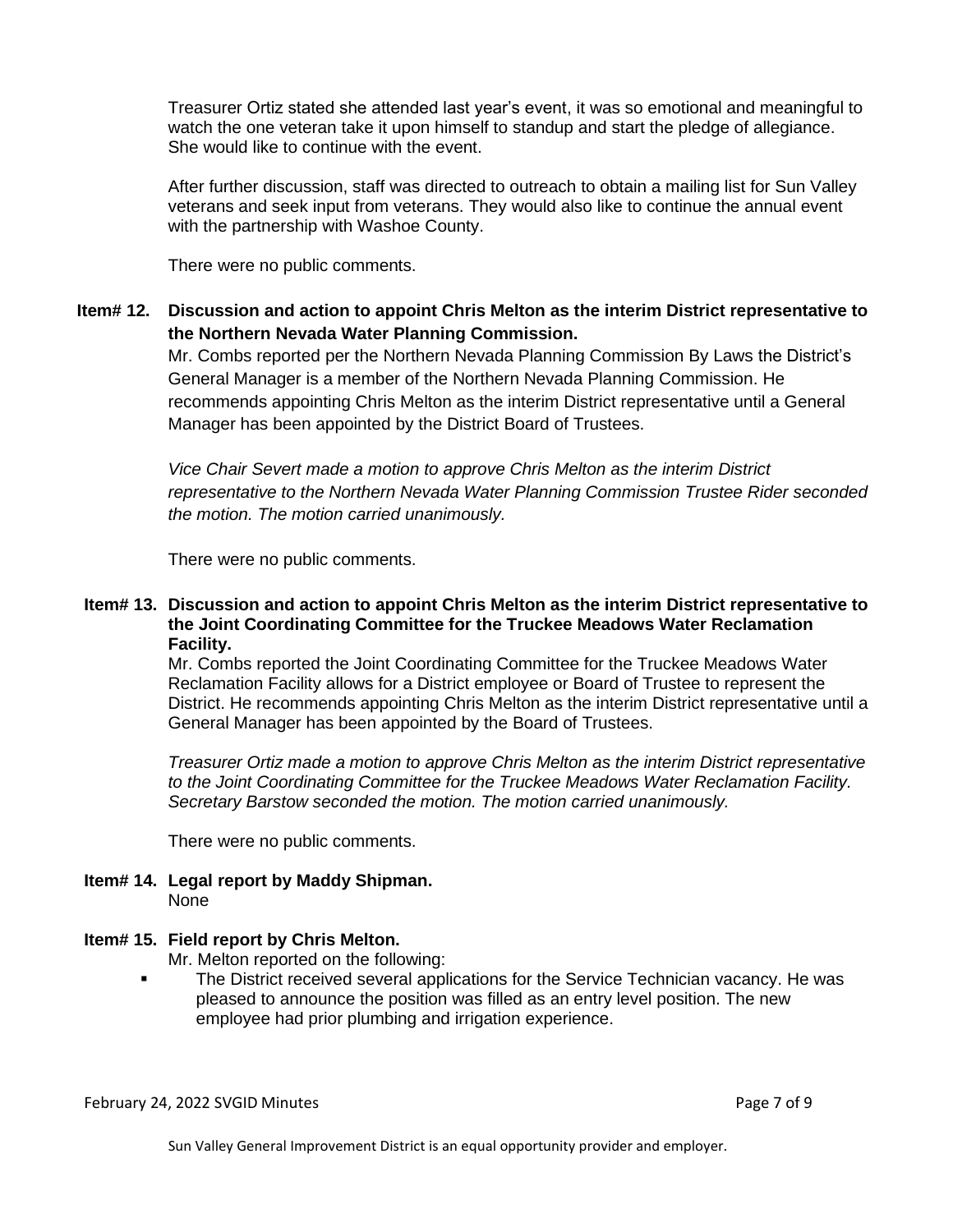Treasurer Ortiz stated she attended last year's event, it was so emotional and meaningful to watch the one veteran take it upon himself to standup and start the pledge of allegiance. She would like to continue with the event.

After further discussion, staff was directed to outreach to obtain a mailing list for Sun Valley veterans and seek input from veterans. They would also like to continue the annual event with the partnership with Washoe County.

There were no public comments.

**Item# 12. Discussion and action to appoint Chris Melton as the interim District representative to the Northern Nevada Water Planning Commission.**

Mr. Combs reported per the Northern Nevada Planning Commission By Laws the District's General Manager is a member of the Northern Nevada Planning Commission. He recommends appointing Chris Melton as the interim District representative until a General Manager has been appointed by the District Board of Trustees.

*Vice Chair Severt made a motion to approve Chris Melton as the interim District representative to the Northern Nevada Water Planning Commission Trustee Rider seconded the motion. The motion carried unanimously.*

There were no public comments.

**Item# 13. Discussion and action to appoint Chris Melton as the interim District representative to the Joint Coordinating Committee for the Truckee Meadows Water Reclamation Facility.**

Mr. Combs reported the Joint Coordinating Committee for the Truckee Meadows Water Reclamation Facility allows for a District employee or Board of Trustee to represent the District. He recommends appointing Chris Melton as the interim District representative until a General Manager has been appointed by the Board of Trustees.

*Treasurer Ortiz made a motion to approve Chris Melton as the interim District representative to the Joint Coordinating Committee for the Truckee Meadows Water Reclamation Facility. Secretary Barstow seconded the motion. The motion carried unanimously.*

There were no public comments.

**Item# 14. Legal report by Maddy Shipman.**

None

**Item# 15. Field report by Chris Melton.**

Mr. Melton reported on the following:

- The District received several applications for the Service Technician vacancy. He was pleased to announce the position was filled as an entry level position. The new employee had prior plumbing and irrigation experience.

Sun Valley General Improvement District is an equal opportunity provider and employer.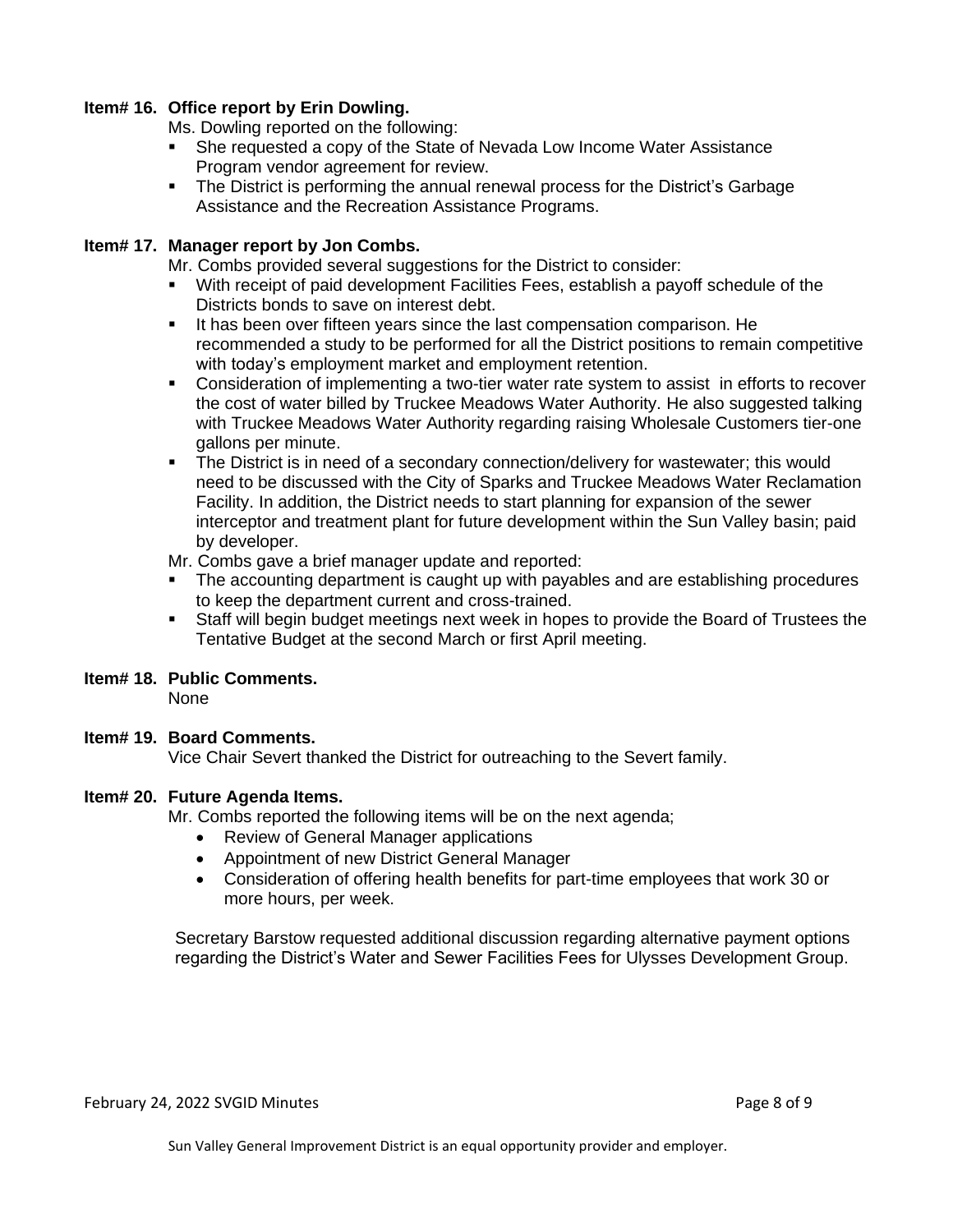**Item# 16. Office report by Erin Dowling.**

Ms. Dowling reported on the following:

- She requested a copy of the State of Nevada Low Income Water Assistance Program vendor agreement for review.
- The District is performing the annual renewal process for the District's Garbage Assistance and the Recreation Assistance Programs.

**Item# 17. Manager report by Jon Combs.**

Mr. Combs provided several suggestions for the District to consider:

- With receipt of paid development Facilities Fees, establish a payoff schedule of the Districts bonds to save on interest debt.
- It has been over fifteen years since the last compensation comparison. He recommended a study to be performed for all the District positions to remain competitive with today's employment market and employment retention.
- Consideration of implementing a two-tier water rate system to assist in efforts to recover the cost of water billed by Truckee Meadows Water Authority. He also suggested talking with Truckee Meadows Water Authority regarding raising Wholesale Customers tier-one gallons per minute.
- The District is in need of a secondary connection/delivery for wastewater; this would need to be discussed with the City of Sparks and Truckee Meadows Water Reclamation Facility. In addition, the District needs to start planning for expansion of the sewer interceptor and treatment plant for future development within the Sun Valley basin; paid by developer.

Mr. Combs gave a brief manager update and reported:

- The accounting department is caught up with payables and are establishing procedures to keep the department current and cross-trained.
- Staff will begin budget meetings next week in hopes to provide the Board of Trustees the Tentative Budget at the second March or first April meeting.

**Item# 18. Public Comments.**

None

**Item# 19. Board Comments.**

Vice Chair Severt thanked the District for outreaching to the Severt family.

**Item# 20. Future Agenda Items.**

Mr. Combs reported the following items will be on the next agenda;

- Review of General Manager applications
- Appointment of new District General Manager
- Consideration of offering health benefits for part-time employees that work 30 or more hours, per week.

Secretary Barstow requested additional discussion regarding alternative payment options regarding the District's Water and Sewer Facilities Fees for Ulysses Development Group.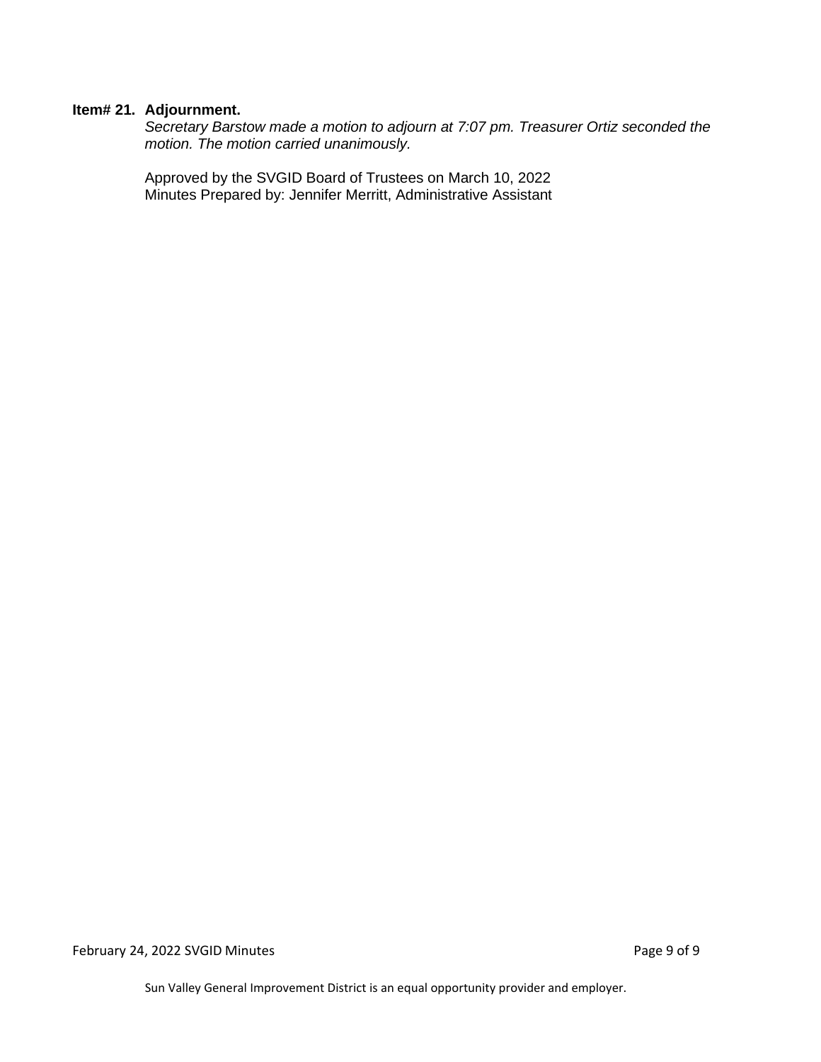**Item# 21. Adjournment.**

*Secretary Barstow made a motion to adjourn at 7:07 pm. Treasurer Ortiz seconded the motion. The motion carried unanimously.*

Approved by the SVGID Board of Trustees on March 10, 2022
Minutes Prepared by: Jennifer Merritt, Administrative Assistant

Sun Valley General Improvement District is an equal opportunity provider and employer.